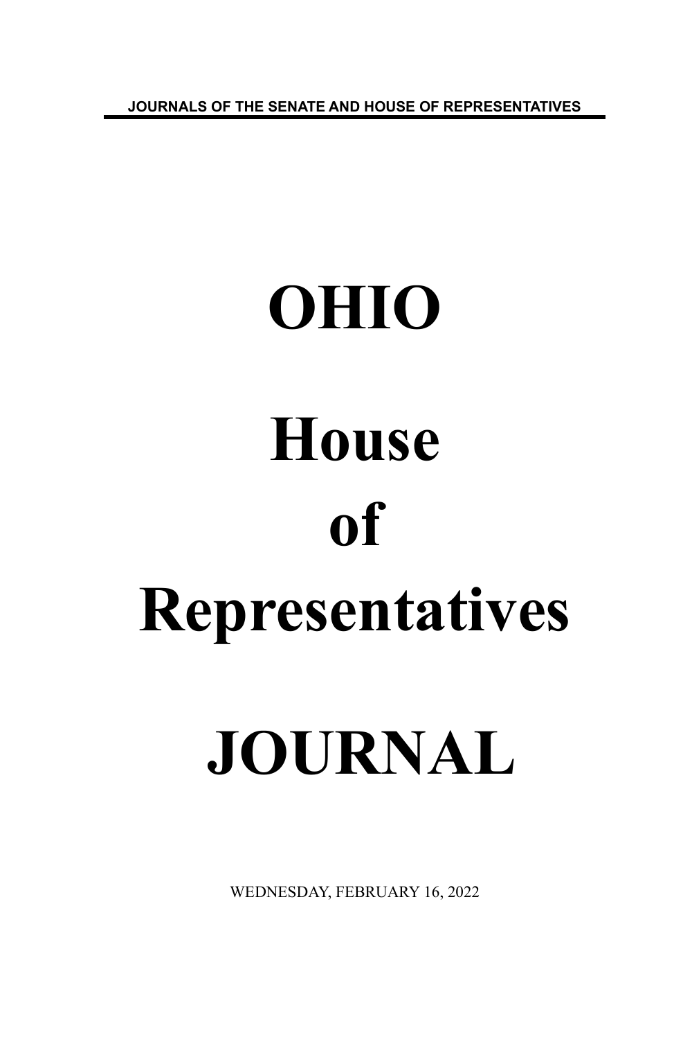JOURNALS OF THE SENATE AND HOUSE OF REPRESENTATIVES

# OHIO

# House

# of

# Representatives

# JOURNAL

WEDNESDAY, FEBRUARY 16, 2022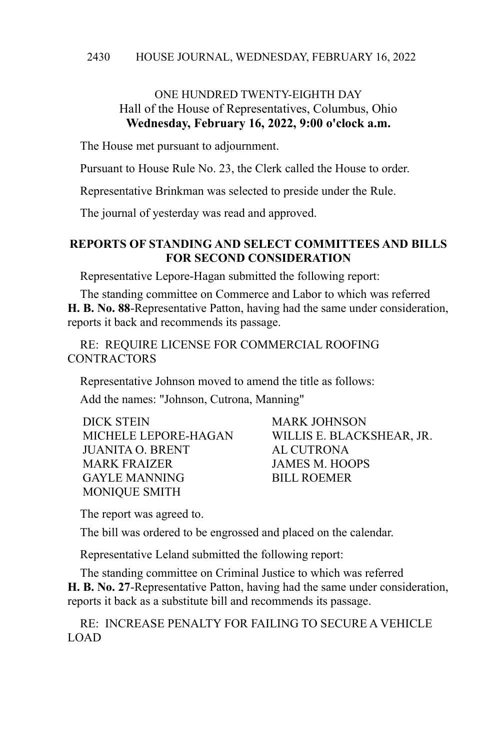ONE HUNDRED TWENTY-EIGHTH DAY
Hall of the House of Representatives, Columbus, Ohio
**Wednesday, February 16, 2022, 9:00 o'clock a.m.**

The House met pursuant to adjournment.

Pursuant to House Rule No. 23, the Clerk called the House to order.

Representative Brinkman was selected to preside under the Rule.

The journal of yesterday was read and approved.

## REPORTS OF STANDING AND SELECT COMMITTEES AND BILLS FOR SECOND CONSIDERATION

Representative Lepore-Hagan submitted the following report:

The standing committee on Commerce and Labor to which was referred **H. B. No. 88**-Representative Patton, having had the same under consideration, reports it back and recommends its passage.

RE: REQUIRE LICENSE FOR COMMERCIAL ROOFING CONTRACTORS

Representative Johnson moved to amend the title as follows:

Add the names: "Johnson, Cutrona, Manning"

DICK STEIN
MARK JOHNSON
MICHELE LEPORE-HAGAN
WILLIS E. BLACKSHEAR, JR.
JUANITA O. BRENT
AL CUTRONA
MARK FRAIZER
JAMES M. HOOPS
GAYLE MANNING
BILL ROEMER
MONIQUE SMITH

The report was agreed to.

The bill was ordered to be engrossed and placed on the calendar.

Representative Leland submitted the following report:

The standing committee on Criminal Justice to which was referred **H. B. No. 27**-Representative Patton, having had the same under consideration, reports it back as a substitute bill and recommends its passage.

RE: INCREASE PENALTY FOR FAILING TO SECURE A VEHICLE LOAD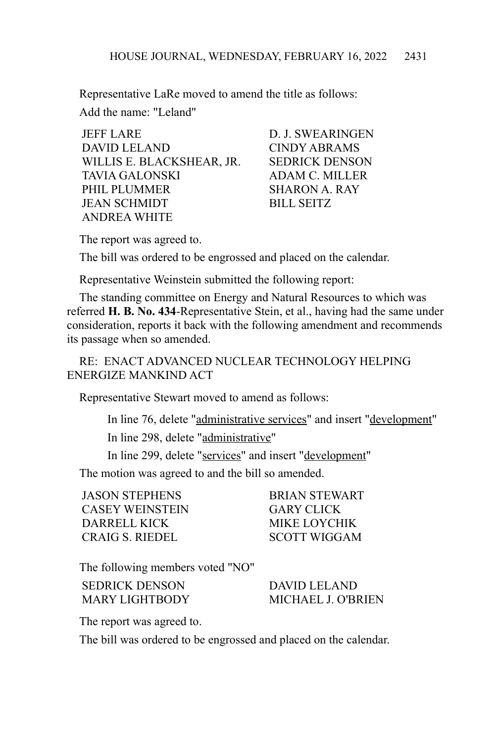Representative LaRe moved to amend the title as follows:

Add the name: "Leland"

| | |
|---|---|
| JEFF LARE | D. J. SWEARINGEN |
| DAVID LELAND | CINDY ABRAMS |
| WILLIS E. BLACKSHEAR, JR. | SEDRICK DENSON |
| TAVIA GALONSKI | ADAM C. MILLER |
| PHIL PLUMMER | SHARON A. RAY |
| JEAN SCHMIDT | BILL SEITZ |
| ANDREA WHITE | |

The report was agreed to.

The bill was ordered to be engrossed and placed on the calendar.

Representative Weinstein submitted the following report:

The standing committee on Energy and Natural Resources to which was referred **H. B. No. 434**-Representative Stein, et al., having had the same under consideration, reports it back with the following amendment and recommends its passage when so amended.

RE: ENACT ADVANCED NUCLEAR TECHNOLOGY HELPING ENERGIZE MANKIND ACT

Representative Stewart moved to amend as follows:

In line 76, delete "<u>administrative services</u>" and insert "<u>development</u>"

In line 298, delete "<u>administrative</u>"

In line 299, delete "<u>services</u>" and insert "<u>development</u>"

The motion was agreed to and the bill so amended.

| | |
|---|---|
| JASON STEPHENS | BRIAN STEWART |
| CASEY WEINSTEIN | GARY CLICK |
| DARRELL KICK | MIKE LOYCHIK |
| CRAIG S. RIEDEL | SCOTT WIGGAM |

The following members voted "NO"

| | |
|---|---|
| SEDRICK DENSON | DAVID LELAND |
| MARY LIGHTBODY | MICHAEL J. O'BRIEN |

The report was agreed to.

The bill was ordered to be engrossed and placed on the calendar.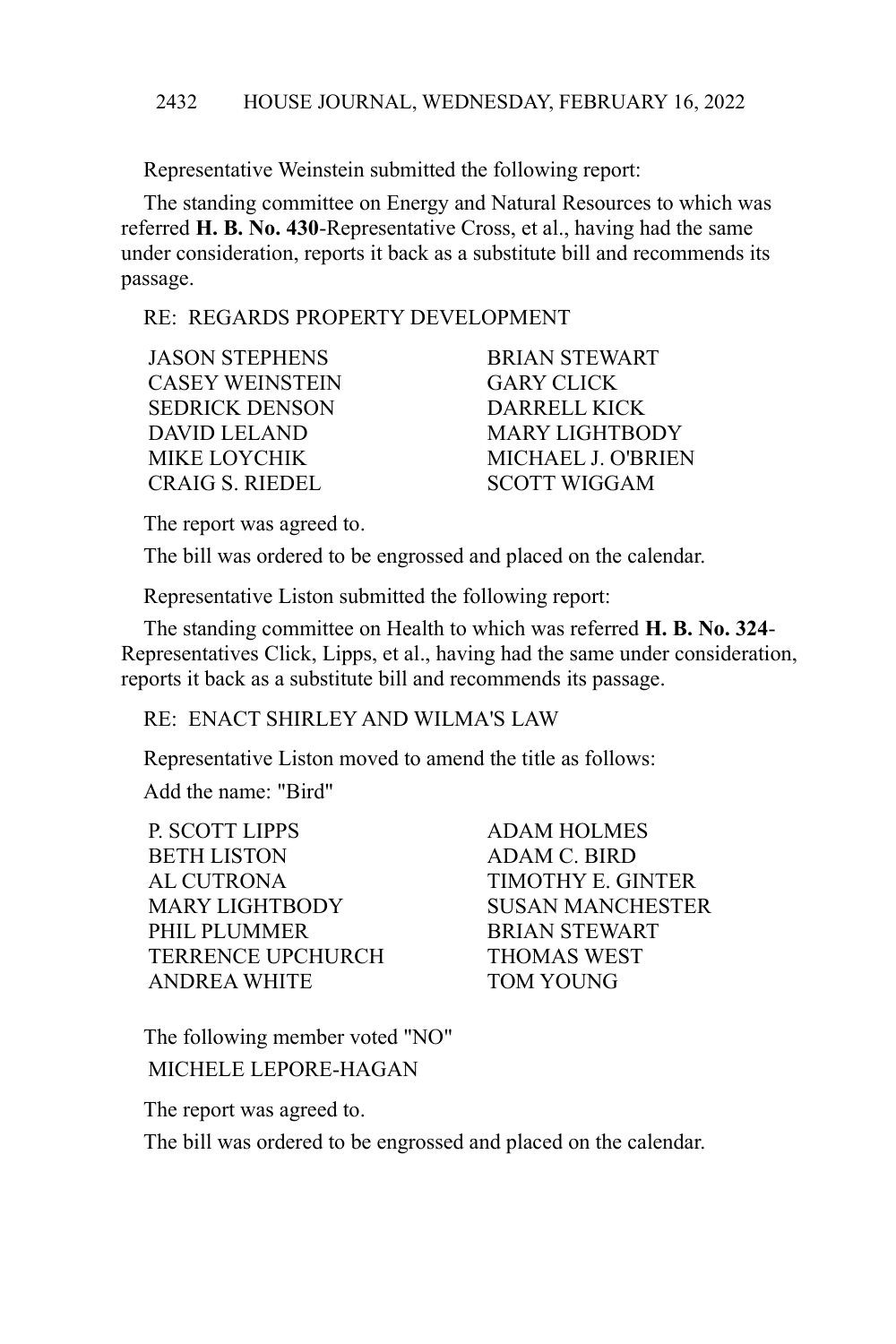Representative Weinstein submitted the following report:

The standing committee on Energy and Natural Resources to which was referred **H. B. No. 430**-Representative Cross, et al., having had the same under consideration, reports it back as a substitute bill and recommends its passage.

RE: REGARDS PROPERTY DEVELOPMENT

| | |
|---|---|
| JASON STEPHENS | BRIAN STEWART |
| CASEY WEINSTEIN | GARY CLICK |
| SEDRICK DENSON | DARRELL KICK |
| DAVID LELAND | MARY LIGHTBODY |
| MIKE LOYCHIK | MICHAEL J. O'BRIEN |
| CRAIG S. RIEDEL | SCOTT WIGGAM |

The report was agreed to.

The bill was ordered to be engrossed and placed on the calendar.

Representative Liston submitted the following report:

The standing committee on Health to which was referred **H. B. No. 324**-Representatives Click, Lipps, et al., having had the same under consideration, reports it back as a substitute bill and recommends its passage.

RE: ENACT SHIRLEY AND WILMA'S LAW

Representative Liston moved to amend the title as follows:

Add the name: "Bird"

| | |
|---|---|
| P. SCOTT LIPPS | ADAM HOLMES |
| BETH LISTON | ADAM C. BIRD |
| AL CUTRONA | TIMOTHY E. GINTER |
| MARY LIGHTBODY | SUSAN MANCHESTER |
| PHIL PLUMMER | BRIAN STEWART |
| TERRENCE UPCHURCH | THOMAS WEST |
| ANDREA WHITE | TOM YOUNG |

The following member voted "NO"

MICHELE LEPORE-HAGAN

The report was agreed to.

The bill was ordered to be engrossed and placed on the calendar.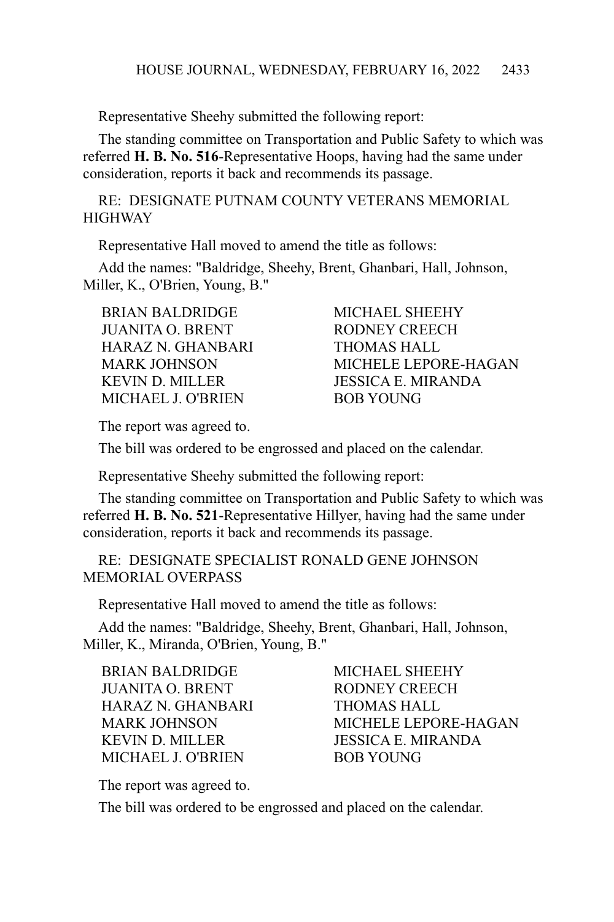Representative Sheehy submitted the following report:

The standing committee on Transportation and Public Safety to which was referred **H. B. No. 516**-Representative Hoops, having had the same under consideration, reports it back and recommends its passage.

RE: DESIGNATE PUTNAM COUNTY VETERANS MEMORIAL HIGHWAY

Representative Hall moved to amend the title as follows:

Add the names: "Baldridge, Sheehy, Brent, Ghanbari, Hall, Johnson, Miller, K., O'Brien, Young, B."

| | |
|---|---|
| BRIAN BALDRIDGE | MICHAEL SHEEHY |
| JUANITA O. BRENT | RODNEY CREECH |
| HARAZ N. GHANBARI | THOMAS HALL |
| MARK JOHNSON | MICHELE LEPORE-HAGAN |
| KEVIN D. MILLER | JESSICA E. MIRANDA |
| MICHAEL J. O'BRIEN | BOB YOUNG |

The report was agreed to.

The bill was ordered to be engrossed and placed on the calendar.

Representative Sheehy submitted the following report:

The standing committee on Transportation and Public Safety to which was referred **H. B. No. 521**-Representative Hillyer, having had the same under consideration, reports it back and recommends its passage.

RE: DESIGNATE SPECIALIST RONALD GENE JOHNSON MEMORIAL OVERPASS

Representative Hall moved to amend the title as follows:

Add the names: "Baldridge, Sheehy, Brent, Ghanbari, Hall, Johnson, Miller, K., Miranda, O'Brien, Young, B."

| | |
|---|---|
| BRIAN BALDRIDGE | MICHAEL SHEEHY |
| JUANITA O. BRENT | RODNEY CREECH |
| HARAZ N. GHANBARI | THOMAS HALL |
| MARK JOHNSON | MICHELE LEPORE-HAGAN |
| KEVIN D. MILLER | JESSICA E. MIRANDA |
| MICHAEL J. O'BRIEN | BOB YOUNG |

The report was agreed to.

The bill was ordered to be engrossed and placed on the calendar.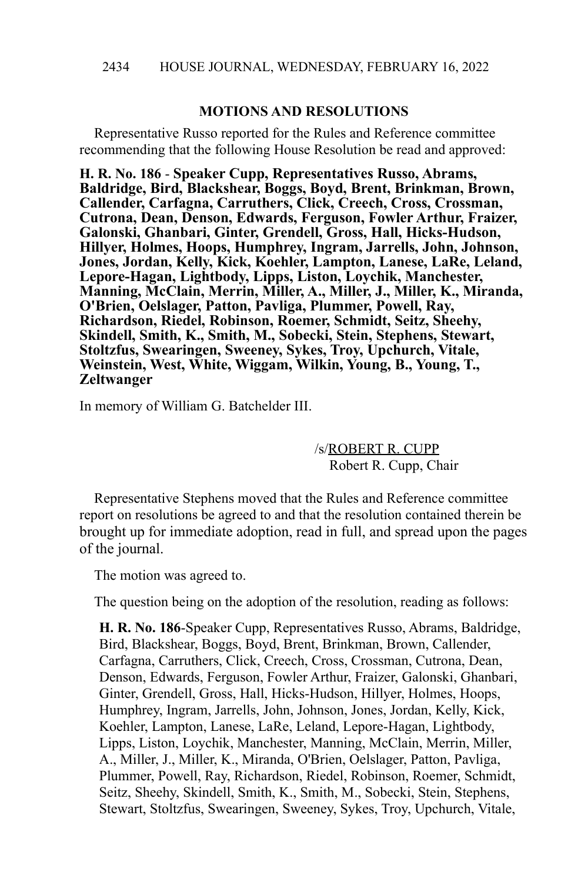## MOTIONS AND RESOLUTIONS

Representative Russo reported for the Rules and Reference committee recommending that the following House Resolution be read and approved:

**H. R. No. 186 - Speaker Cupp, Representatives Russo, Abrams, Baldridge, Bird, Blackshear, Boggs, Boyd, Brent, Brinkman, Brown, Callender, Carfagna, Carruthers, Click, Creech, Cross, Crossman, Cutrona, Dean, Denson, Edwards, Ferguson, Fowler Arthur, Fraizer, Galonski, Ghanbari, Ginter, Grendell, Gross, Hall, Hicks-Hudson, Hillyer, Holmes, Hoops, Humphrey, Ingram, Jarrells, John, Johnson, Jones, Jordan, Kelly, Kick, Koehler, Lampton, Lanese, LaRe, Leland, Lepore-Hagan, Lightbody, Lipps, Liston, Loychik, Manchester, Manning, McClain, Merrin, Miller, A., Miller, J., Miller, K., Miranda, O'Brien, Oelslager, Patton, Pavliga, Plummer, Powell, Ray, Richardson, Riedel, Robinson, Roemer, Schmidt, Seitz, Sheehy, Skindell, Smith, K., Smith, M., Sobecki, Stein, Stephens, Stewart, Stoltzfus, Swearingen, Sweeney, Sykes, Troy, Upchurch, Vitale, Weinstein, West, White, Wiggam, Wilkin, Young, B., Young, T., Zeltwanger**

In memory of William G. Batchelder III.

/s/ROBERT R. CUPP
Robert R. Cupp, Chair

Representative Stephens moved that the Rules and Reference committee report on resolutions be agreed to and that the resolution contained therein be brought up for immediate adoption, read in full, and spread upon the pages of the journal.

The motion was agreed to.

The question being on the adoption of the resolution, reading as follows:

**H. R. No. 186**-Speaker Cupp, Representatives Russo, Abrams, Baldridge, Bird, Blackshear, Boggs, Boyd, Brent, Brinkman, Brown, Callender, Carfagna, Carruthers, Click, Creech, Cross, Crossman, Cutrona, Dean, Denson, Edwards, Ferguson, Fowler Arthur, Fraizer, Galonski, Ghanbari, Ginter, Grendell, Gross, Hall, Hicks-Hudson, Hillyer, Holmes, Hoops, Humphrey, Ingram, Jarrells, John, Johnson, Jones, Jordan, Kelly, Kick, Koehler, Lampton, Lanese, LaRe, Leland, Lepore-Hagan, Lightbody, Lipps, Liston, Loychik, Manchester, Manning, McClain, Merrin, Miller, A., Miller, J., Miller, K., Miranda, O'Brien, Oelslager, Patton, Pavliga, Plummer, Powell, Ray, Richardson, Riedel, Robinson, Roemer, Schmidt, Seitz, Sheehy, Skindell, Smith, K., Smith, M., Sobecki, Stein, Stephens, Stewart, Stoltzfus, Swearingen, Sweeney, Sykes, Troy, Upchurch, Vitale,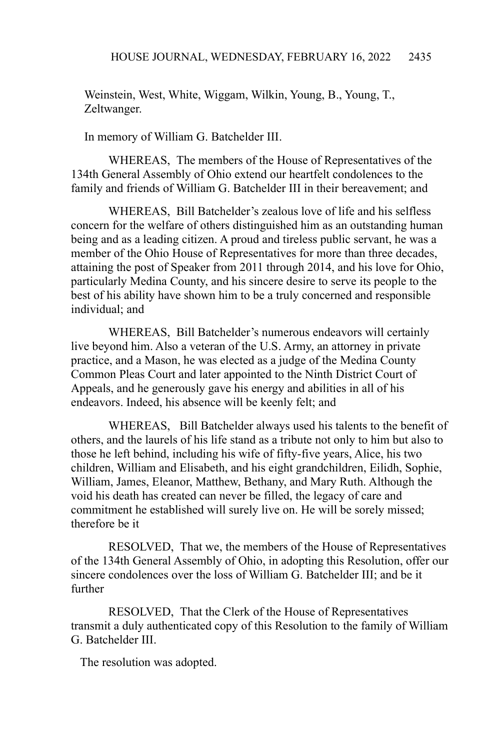Weinstein, West, White, Wiggam, Wilkin, Young, B., Young, T., Zeltwanger.

In memory of William G. Batchelder III.

WHEREAS, The members of the House of Representatives of the 134th General Assembly of Ohio extend our heartfelt condolences to the family and friends of William G. Batchelder III in their bereavement; and

WHEREAS, Bill Batchelder's zealous love of life and his selfless concern for the welfare of others distinguished him as an outstanding human being and as a leading citizen. A proud and tireless public servant, he was a member of the Ohio House of Representatives for more than three decades, attaining the post of Speaker from 2011 through 2014, and his love for Ohio, particularly Medina County, and his sincere desire to serve its people to the best of his ability have shown him to be a truly concerned and responsible individual; and

WHEREAS, Bill Batchelder's numerous endeavors will certainly live beyond him. Also a veteran of the U.S. Army, an attorney in private practice, and a Mason, he was elected as a judge of the Medina County Common Pleas Court and later appointed to the Ninth District Court of Appeals, and he generously gave his energy and abilities in all of his endeavors. Indeed, his absence will be keenly felt; and

WHEREAS, Bill Batchelder always used his talents to the benefit of others, and the laurels of his life stand as a tribute not only to him but also to those he left behind, including his wife of fifty-five years, Alice, his two children, William and Elisabeth, and his eight grandchildren, Eilidh, Sophie, William, James, Eleanor, Matthew, Bethany, and Mary Ruth. Although the void his death has created can never be filled, the legacy of care and commitment he established will surely live on. He will be sorely missed; therefore be it

RESOLVED, That we, the members of the House of Representatives of the 134th General Assembly of Ohio, in adopting this Resolution, offer our sincere condolences over the loss of William G. Batchelder III; and be it further

RESOLVED, That the Clerk of the House of Representatives transmit a duly authenticated copy of this Resolution to the family of William G. Batchelder III.

The resolution was adopted.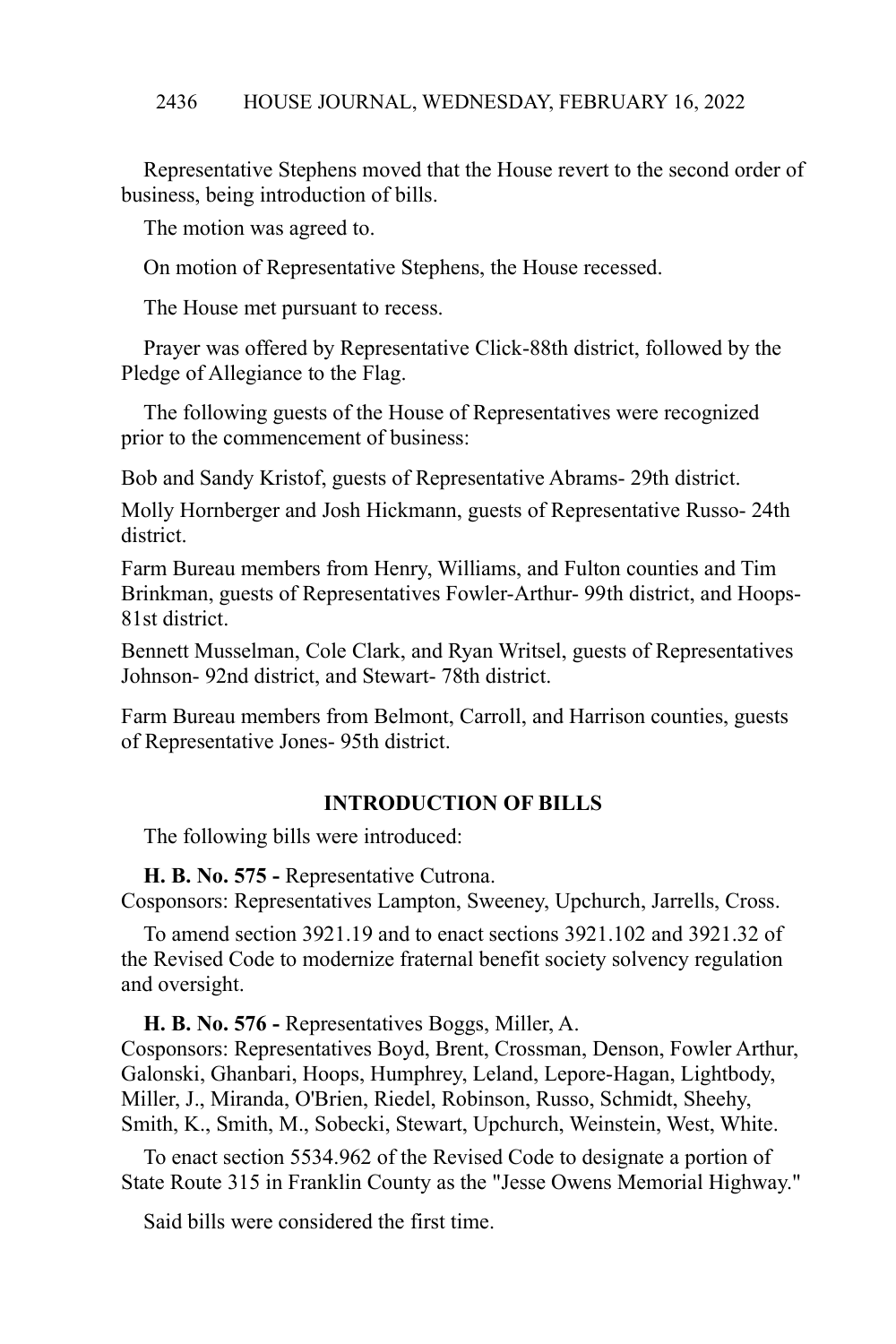Representative Stephens moved that the House revert to the second order of business, being introduction of bills.

The motion was agreed to.

On motion of Representative Stephens, the House recessed.

The House met pursuant to recess.

Prayer was offered by Representative Click-88th district, followed by the Pledge of Allegiance to the Flag.

The following guests of the House of Representatives were recognized prior to the commencement of business:

Bob and Sandy Kristof, guests of Representative Abrams- 29th district.

Molly Hornberger and Josh Hickmann, guests of Representative Russo- 24th district.

Farm Bureau members from Henry, Williams, and Fulton counties and Tim Brinkman, guests of Representatives Fowler-Arthur- 99th district, and Hoops- 81st district.

Bennett Musselman, Cole Clark, and Ryan Writsel, guests of Representatives Johnson- 92nd district, and Stewart- 78th district.

Farm Bureau members from Belmont, Carroll, and Harrison counties, guests of Representative Jones- 95th district.

## INTRODUCTION OF BILLS

The following bills were introduced:

**H. B. No. 575 -** Representative Cutrona.
Cosponsors: Representatives Lampton, Sweeney, Upchurch, Jarrells, Cross.

To amend section 3921.19 and to enact sections 3921.102 and 3921.32 of the Revised Code to modernize fraternal benefit society solvency regulation and oversight.

**H. B. No. 576 -** Representatives Boggs, Miller, A.
Cosponsors: Representatives Boyd, Brent, Crossman, Denson, Fowler Arthur, Galonski, Ghanbari, Hoops, Humphrey, Leland, Lepore-Hagan, Lightbody, Miller, J., Miranda, O'Brien, Riedel, Robinson, Russo, Schmidt, Sheehy, Smith, K., Smith, M., Sobecki, Stewart, Upchurch, Weinstein, West, White.

To enact section 5534.962 of the Revised Code to designate a portion of State Route 315 in Franklin County as the "Jesse Owens Memorial Highway."

Said bills were considered the first time.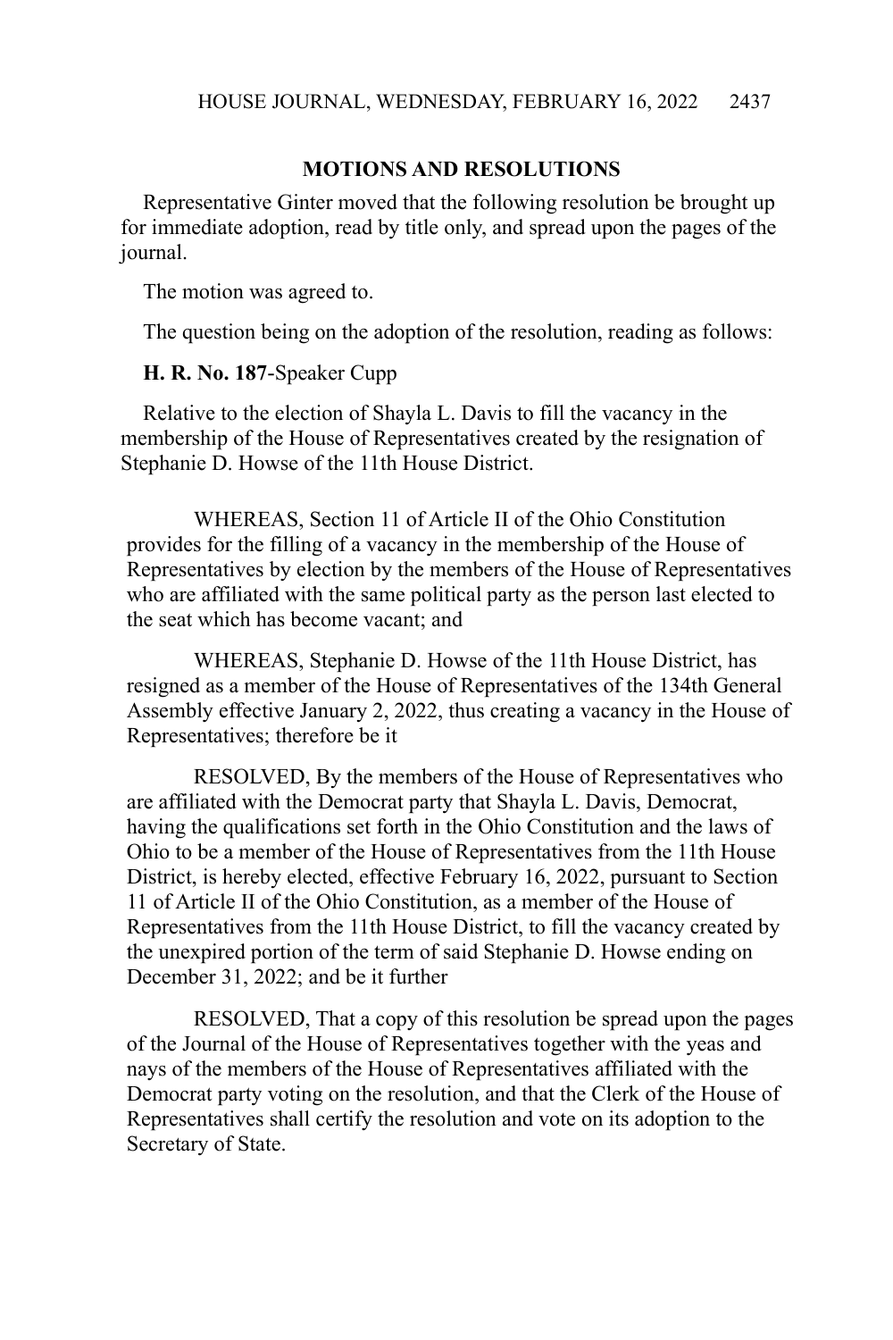## MOTIONS AND RESOLUTIONS

Representative Ginter moved that the following resolution be brought up for immediate adoption, read by title only, and spread upon the pages of the journal.

The motion was agreed to.

The question being on the adoption of the resolution, reading as follows:

**H. R. No. 187**-Speaker Cupp

Relative to the election of Shayla L. Davis to fill the vacancy in the membership of the House of Representatives created by the resignation of Stephanie D. Howse of the 11th House District.

WHEREAS, Section 11 of Article II of the Ohio Constitution provides for the filling of a vacancy in the membership of the House of Representatives by election by the members of the House of Representatives who are affiliated with the same political party as the person last elected to the seat which has become vacant; and

WHEREAS, Stephanie D. Howse of the 11th House District, has resigned as a member of the House of Representatives of the 134th General Assembly effective January 2, 2022, thus creating a vacancy in the House of Representatives; therefore be it

RESOLVED, By the members of the House of Representatives who are affiliated with the Democrat party that Shayla L. Davis, Democrat, having the qualifications set forth in the Ohio Constitution and the laws of Ohio to be a member of the House of Representatives from the 11th House District, is hereby elected, effective February 16, 2022, pursuant to Section 11 of Article II of the Ohio Constitution, as a member of the House of Representatives from the 11th House District, to fill the vacancy created by the unexpired portion of the term of said Stephanie D. Howse ending on December 31, 2022; and be it further

RESOLVED, That a copy of this resolution be spread upon the pages of the Journal of the House of Representatives together with the yeas and nays of the members of the House of Representatives affiliated with the Democrat party voting on the resolution, and that the Clerk of the House of Representatives shall certify the resolution and vote on its adoption to the Secretary of State.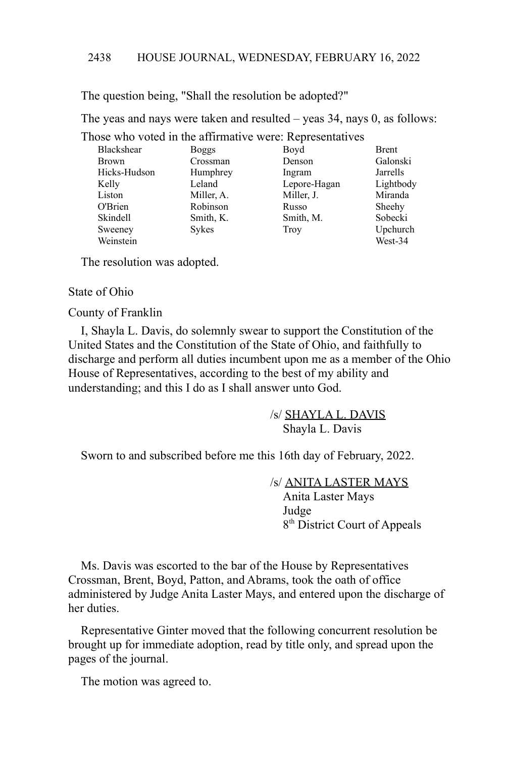The question being, "Shall the resolution be adopted?"

The yeas and nays were taken and resulted – yeas 34, nays 0, as follows:

Those who voted in the affirmative were: Representatives

| | | | |
|---|---|---|---|
| Blackshear | Boggs | Boyd | Brent |
| Brown | Crossman | Denson | Galonski |
| Hicks-Hudson | Humphrey | Ingram | Jarrells |
| Kelly | Leland | Lepore-Hagan | Lightbody |
| Liston | Miller, A. | Miller, J. | Miranda |
| O'Brien | Robinson | Russo | Sheehy |
| Skindell | Smith, K. | Smith, M. | Sobecki |
| Sweeney | Sykes | Troy | Upchurch |
| Weinstein | | | West-34 |

The resolution was adopted.

State of Ohio

County of Franklin

I, Shayla L. Davis, do solemnly swear to support the Constitution of the United States and the Constitution of the State of Ohio, and faithfully to discharge and perform all duties incumbent upon me as a member of the Ohio House of Representatives, according to the best of my ability and understanding; and this I do as I shall answer unto God.

/s/ SHAYLA L. DAVIS
Shayla L. Davis

Sworn to and subscribed before me this 16th day of February, 2022.

/s/ ANITA LASTER MAYS
Anita Laster Mays
Judge
8th District Court of Appeals

Ms. Davis was escorted to the bar of the House by Representatives Crossman, Brent, Boyd, Patton, and Abrams, took the oath of office administered by Judge Anita Laster Mays, and entered upon the discharge of her duties.

Representative Ginter moved that the following concurrent resolution be brought up for immediate adoption, read by title only, and spread upon the pages of the journal.

The motion was agreed to.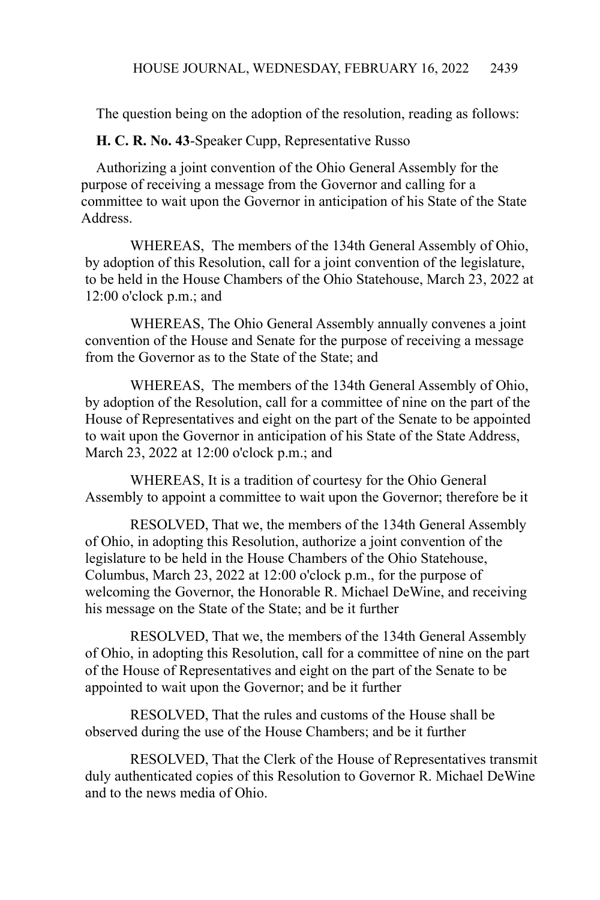The question being on the adoption of the resolution, reading as follows:

**H. C. R. No. 43**-Speaker Cupp, Representative Russo

Authorizing a joint convention of the Ohio General Assembly for the purpose of receiving a message from the Governor and calling for a committee to wait upon the Governor in anticipation of his State of the State Address.

WHEREAS, The members of the 134th General Assembly of Ohio, by adoption of this Resolution, call for a joint convention of the legislature, to be held in the House Chambers of the Ohio Statehouse, March 23, 2022 at 12:00 o'clock p.m.; and

WHEREAS, The Ohio General Assembly annually convenes a joint convention of the House and Senate for the purpose of receiving a message from the Governor as to the State of the State; and

WHEREAS, The members of the 134th General Assembly of Ohio, by adoption of the Resolution, call for a committee of nine on the part of the House of Representatives and eight on the part of the Senate to be appointed to wait upon the Governor in anticipation of his State of the State Address, March 23, 2022 at 12:00 o'clock p.m.; and

WHEREAS, It is a tradition of courtesy for the Ohio General Assembly to appoint a committee to wait upon the Governor; therefore be it

RESOLVED, That we, the members of the 134th General Assembly of Ohio, in adopting this Resolution, authorize a joint convention of the legislature to be held in the House Chambers of the Ohio Statehouse, Columbus, March 23, 2022 at 12:00 o'clock p.m., for the purpose of welcoming the Governor, the Honorable R. Michael DeWine, and receiving his message on the State of the State; and be it further

RESOLVED, That we, the members of the 134th General Assembly of Ohio, in adopting this Resolution, call for a committee of nine on the part of the House of Representatives and eight on the part of the Senate to be appointed to wait upon the Governor; and be it further

RESOLVED, That the rules and customs of the House shall be observed during the use of the House Chambers; and be it further

RESOLVED, That the Clerk of the House of Representatives transmit duly authenticated copies of this Resolution to Governor R. Michael DeWine and to the news media of Ohio.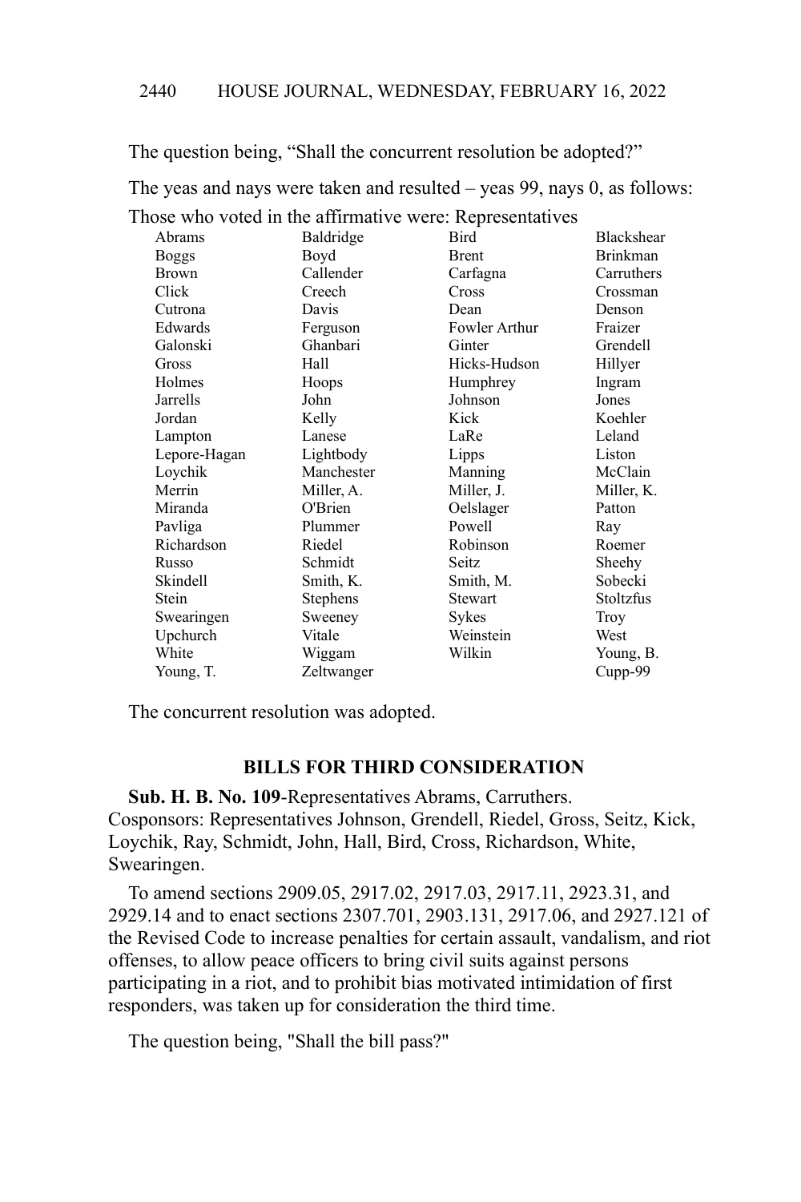The question being, "Shall the concurrent resolution be adopted?"

The yeas and nays were taken and resulted – yeas 99, nays 0, as follows:

Those who voted in the affirmative were: Representatives

| | | | |
|---|---|---|---|
| Abrams | Baldridge | Bird | Blackshear |
| Boggs | Boyd | Brent | Brinkman |
| Brown | Callender | Carfagna | Carruthers |
| Click | Creech | Cross | Crossman |
| Cutrona | Davis | Dean | Denson |
| Edwards | Ferguson | Fowler Arthur | Fraizer |
| Galonski | Ghanbari | Ginter | Grendell |
| Gross | Hall | Hicks-Hudson | Hillyer |
| Holmes | Hoops | Humphrey | Ingram |
| Jarrells | John | Johnson | Jones |
| Jordan | Kelly | Kick | Koehler |
| Lampton | Lanese | LaRe | Leland |
| Lepore-Hagan | Lightbody | Lipps | Liston |
| Loychik | Manchester | Manning | McClain |
| Merrin | Miller, A. | Miller, J. | Miller, K. |
| Miranda | O'Brien | Oelslager | Patton |
| Pavliga | Plummer | Powell | Ray |
| Richardson | Riedel | Robinson | Roemer |
| Russo | Schmidt | Seitz | Sheehy |
| Skindell | Smith, K. | Smith, M. | Sobecki |
| Stein | Stephens | Stewart | Stoltzfus |
| Swearingen | Sweeney | Sykes | Troy |
| Upchurch | Vitale | Weinstein | West |
| White | Wiggam | Wilkin | Young, B. |
| Young, T. | Zeltwanger | | Cupp-99 |

The concurrent resolution was adopted.

## BILLS FOR THIRD CONSIDERATION

**Sub. H. B. No. 109**-Representatives Abrams, Carruthers. Cosponsors: Representatives Johnson, Grendell, Riedel, Gross, Seitz, Kick, Loychik, Ray, Schmidt, John, Hall, Bird, Cross, Richardson, White, Swearingen.

To amend sections 2909.05, 2917.02, 2917.03, 2917.11, 2923.31, and 2929.14 and to enact sections 2307.701, 2903.131, 2917.06, and 2927.121 of the Revised Code to increase penalties for certain assault, vandalism, and riot offenses, to allow peace officers to bring civil suits against persons participating in a riot, and to prohibit bias motivated intimidation of first responders, was taken up for consideration the third time.

The question being, "Shall the bill pass?"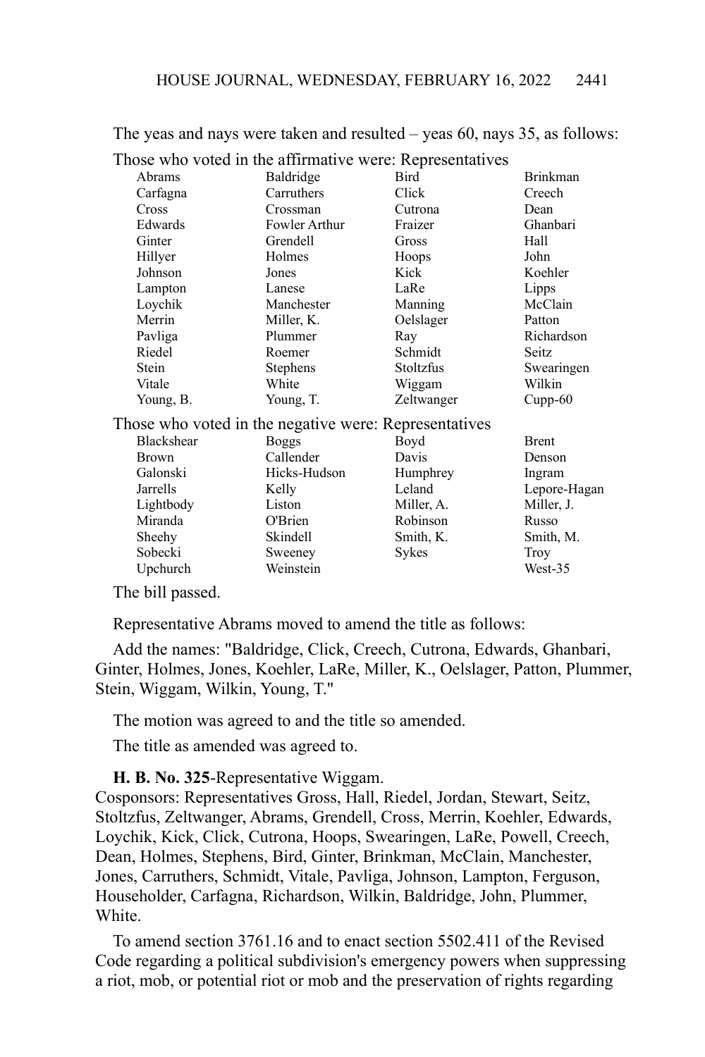The yeas and nays were taken and resulted – yeas 60, nays 35, as follows:

Those who voted in the affirmative were: Representatives

| | | | |
|---|---|---|---|
| Abrams | Baldridge | Bird | Brinkman |
| Carfagna | Carruthers | Click | Creech |
| Cross | Crossman | Cutrona | Dean |
| Edwards | Fowler Arthur | Fraizer | Ghanbari |
| Ginter | Grendell | Gross | Hall |
| Hillyer | Holmes | Hoops | John |
| Johnson | Jones | Kick | Koehler |
| Lampton | Lanese | LaRe | Lipps |
| Loychik | Manchester | Manning | McClain |
| Merrin | Miller, K. | Oelslager | Patton |
| Pavliga | Plummer | Ray | Richardson |
| Riedel | Roemer | Schmidt | Seitz |
| Stein | Stephens | Stoltzfus | Swearingen |
| Vitale | White | Wiggam | Wilkin |
| Young, B. | Young, T. | Zeltwanger | Cupp-60 |

Those who voted in the negative were: Representatives

| | | | |
|---|---|---|---|
| Blackshear | Boggs | Boyd | Brent |
| Brown | Callender | Davis | Denson |
| Galonski | Hicks-Hudson | Humphrey | Ingram |
| Jarrells | Kelly | Leland | Lepore-Hagan |
| Lightbody | Liston | Miller, A. | Miller, J. |
| Miranda | O'Brien | Robinson | Russo |
| Sheehy | Skindell | Smith, K. | Smith, M. |
| Sobecki | Sweeney | Sykes | Troy |
| Upchurch | Weinstein | | West-35 |

The bill passed.

Representative Abrams moved to amend the title as follows:

Add the names: "Baldridge, Click, Creech, Cutrona, Edwards, Ghanbari, Ginter, Holmes, Jones, Koehler, LaRe, Miller, K., Oelslager, Patton, Plummer, Stein, Wiggam, Wilkin, Young, T."

The motion was agreed to and the title so amended.

The title as amended was agreed to.

**H. B. No. 325**-Representative Wiggam.
Cosponsors: Representatives Gross, Hall, Riedel, Jordan, Stewart, Seitz, Stoltzfus, Zeltwanger, Abrams, Grendell, Cross, Merrin, Koehler, Edwards, Loychik, Kick, Click, Cutrona, Hoops, Swearingen, LaRe, Powell, Creech, Dean, Holmes, Stephens, Bird, Ginter, Brinkman, McClain, Manchester, Jones, Carruthers, Schmidt, Vitale, Pavliga, Johnson, Lampton, Ferguson, Householder, Carfagna, Richardson, Wilkin, Baldridge, John, Plummer, White.

To amend section 3761.16 and to enact section 5502.411 of the Revised Code regarding a political subdivision's emergency powers when suppressing a riot, mob, or potential riot or mob and the preservation of rights regarding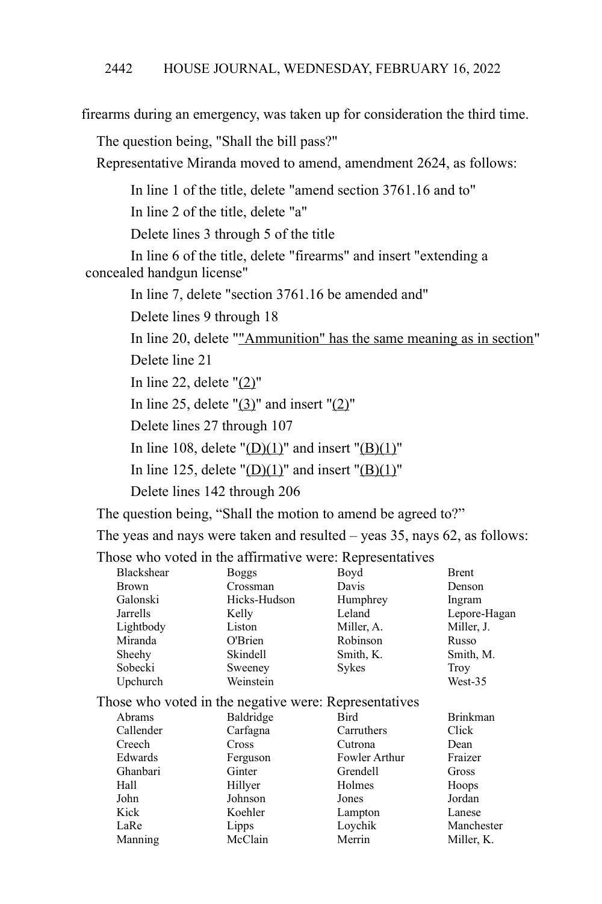firearms during an emergency, was taken up for consideration the third time.

The question being, "Shall the bill pass?"

Representative Miranda moved to amend, amendment 2624, as follows:

In line 1 of the title, delete "amend section 3761.16 and to"

In line 2 of the title, delete "a"

Delete lines 3 through 5 of the title

In line 6 of the title, delete "firearms" and insert "extending a concealed handgun license"

In line 7, delete "section 3761.16 be amended and"

Delete lines 9 through 18

In line 20, delete ""Ammunition" has the same meaning as in section"

Delete line 21

In line 22, delete "(2)"

In line 25, delete "(3)" and insert "(2)"

Delete lines 27 through 107

In line 108, delete "(D)(1)" and insert "(B)(1)"

In line 125, delete "(D)(1)" and insert "(B)(1)"

Delete lines 142 through 206

The question being, "Shall the motion to amend be agreed to?"

The yeas and nays were taken and resulted – yeas 35, nays 62, as follows:

Those who voted in the affirmative were: Representatives

| | | | |
|---|---|---|---|
| Blackshear | Boggs | Boyd | Brent |
| Brown | Crossman | Davis | Denson |
| Galonski | Hicks-Hudson | Humphrey | Ingram |
| Jarrells | Kelly | Leland | Lepore-Hagan |
| Lightbody | Liston | Miller, A. | Miller, J. |
| Miranda | O'Brien | Robinson | Russo |
| Sheehy | Skindell | Smith, K. | Smith, M. |
| Sobecki | Sweeney | Sykes | Troy |
| Upchurch | Weinstein | | West-35 |

Those who voted in the negative were: Representatives

| | | | |
|---|---|---|---|
| Abrams | Baldridge | Bird | Brinkman |
| Callender | Carfagna | Carruthers | Click |
| Creech | Cross | Cutrona | Dean |
| Edwards | Ferguson | Fowler Arthur | Fraizer |
| Ghanbari | Ginter | Grendell | Gross |
| Hall | Hillyer | Holmes | Hoops |
| John | Johnson | Jones | Jordan |
| Kick | Koehler | Lampton | Lanese |
| LaRe | Lipps | Loychik | Manchester |
| Manning | McClain | Merrin | Miller, K. |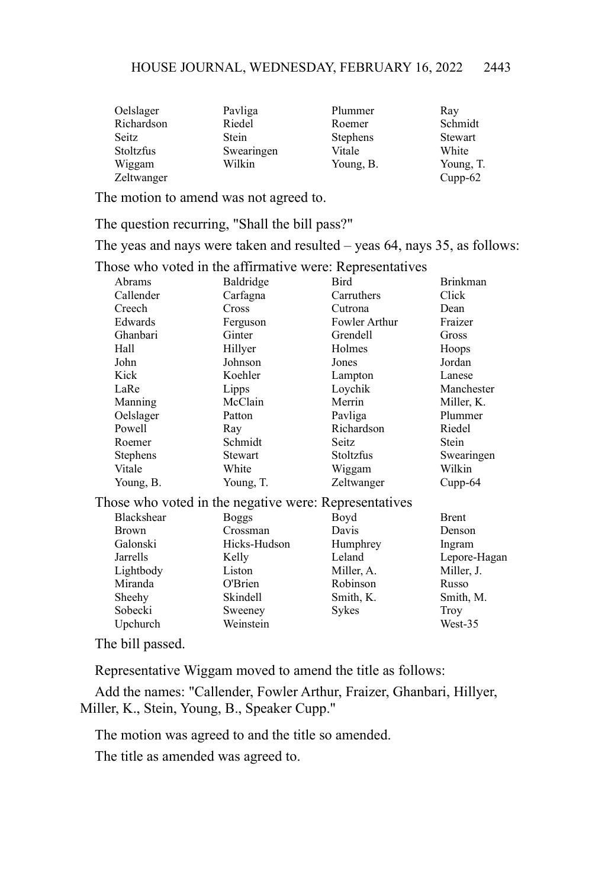| | | | |
|---|---|---|---|
| Oelslager | Pavliga | Plummer | Ray |
| Richardson | Riedel | Roemer | Schmidt |
| Seitz | Stein | Stephens | Stewart |
| Stoltzfus | Swearingen | Vitale | White |
| Wiggam | Wilkin | Young, B. | Young, T. |
| Zeltwanger | | | Cupp-62 |

The motion to amend was not agreed to.

The question recurring, "Shall the bill pass?"

The yeas and nays were taken and resulted – yeas 64, nays 35, as follows:

Those who voted in the affirmative were: Representatives

| | | | |
|---|---|---|---|
| Abrams | Baldridge | Bird | Brinkman |
| Callender | Carfagna | Carruthers | Click |
| Creech | Cross | Cutrona | Dean |
| Edwards | Ferguson | Fowler Arthur | Fraizer |
| Ghanbari | Ginter | Grendell | Gross |
| Hall | Hillyer | Holmes | Hoops |
| John | Johnson | Jones | Jordan |
| Kick | Koehler | Lampton | Lanese |
| LaRe | Lipps | Loychik | Manchester |
| Manning | McClain | Merrin | Miller, K. |
| Oelslager | Patton | Pavliga | Plummer |
| Powell | Ray | Richardson | Riedel |
| Roemer | Schmidt | Seitz | Stein |
| Stephens | Stewart | Stoltzfus | Swearingen |
| Vitale | White | Wiggam | Wilkin |
| Young, B. | Young, T. | Zeltwanger | Cupp-64 |

Those who voted in the negative were: Representatives

| | | | |
|---|---|---|---|
| Blackshear | Boggs | Boyd | Brent |
| Brown | Crossman | Davis | Denson |
| Galonski | Hicks-Hudson | Humphrey | Ingram |
| Jarrells | Kelly | Leland | Lepore-Hagan |
| Lightbody | Liston | Miller, A. | Miller, J. |
| Miranda | O'Brien | Robinson | Russo |
| Sheehy | Skindell | Smith, K. | Smith, M. |
| Sobecki | Sweeney | Sykes | Troy |
| Upchurch | Weinstein | | West-35 |

The bill passed.

Representative Wiggam moved to amend the title as follows:

Add the names: "Callender, Fowler Arthur, Fraizer, Ghanbari, Hillyer, Miller, K., Stein, Young, B., Speaker Cupp."

The motion was agreed to and the title so amended.

The title as amended was agreed to.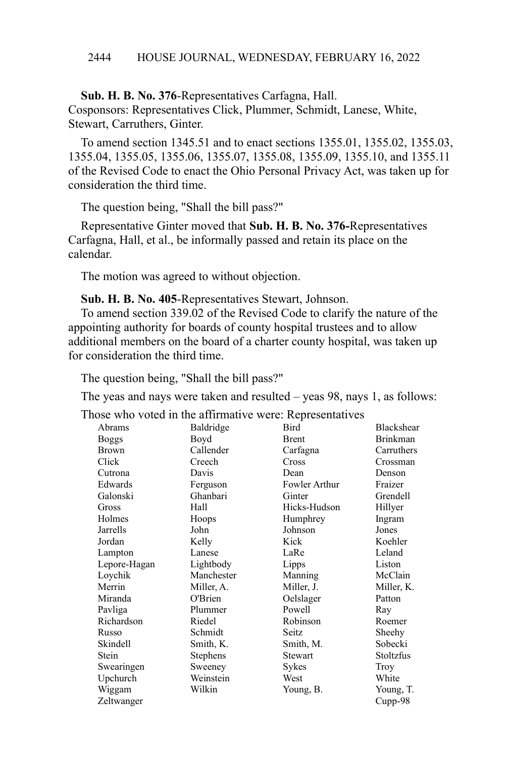**Sub. H. B. No. 376**-Representatives Carfagna, Hall.
Cosponsors: Representatives Click, Plummer, Schmidt, Lanese, White, Stewart, Carruthers, Ginter.

To amend section 1345.51 and to enact sections 1355.01, 1355.02, 1355.03, 1355.04, 1355.05, 1355.06, 1355.07, 1355.08, 1355.09, 1355.10, and 1355.11 of the Revised Code to enact the Ohio Personal Privacy Act, was taken up for consideration the third time.

The question being, "Shall the bill pass?"

Representative Ginter moved that **Sub. H. B. No. 376-**Representatives Carfagna, Hall, et al., be informally passed and retain its place on the calendar.

The motion was agreed to without objection.

**Sub. H. B. No. 405**-Representatives Stewart, Johnson.
To amend section 339.02 of the Revised Code to clarify the nature of the appointing authority for boards of county hospital trustees and to allow additional members on the board of a charter county hospital, was taken up for consideration the third time.

The question being, "Shall the bill pass?"

The yeas and nays were taken and resulted – yeas 98, nays 1, as follows:

Those who voted in the affirmative were: Representatives

| | | | |
|---|---|---|---|
| Abrams | Baldridge | Bird | Blackshear |
| Boggs | Boyd | Brent | Brinkman |
| Brown | Callender | Carfagna | Carruthers |
| Click | Creech | Cross | Crossman |
| Cutrona | Davis | Dean | Denson |
| Edwards | Ferguson | Fowler Arthur | Fraizer |
| Galonski | Ghanbari | Ginter | Grendell |
| Gross | Hall | Hicks-Hudson | Hillyer |
| Holmes | Hoops | Humphrey | Ingram |
| Jarrells | John | Johnson | Jones |
| Jordan | Kelly | Kick | Koehler |
| Lampton | Lanese | LaRe | Leland |
| Lepore-Hagan | Lightbody | Lipps | Liston |
| Loychik | Manchester | Manning | McClain |
| Merrin | Miller, A. | Miller, J. | Miller, K. |
| Miranda | O'Brien | Oelslager | Patton |
| Pavliga | Plummer | Powell | Ray |
| Richardson | Riedel | Robinson | Roemer |
| Russo | Schmidt | Seitz | Sheehy |
| Skindell | Smith, K. | Smith, M. | Sobecki |
| Stein | Stephens | Stewart | Stoltzfus |
| Swearingen | Sweeney | Sykes | Troy |
| Upchurch | Weinstein | West | White |
| Wiggam | Wilkin | Young, B. | Young, T. |
| Zeltwanger | | | Cupp-98 |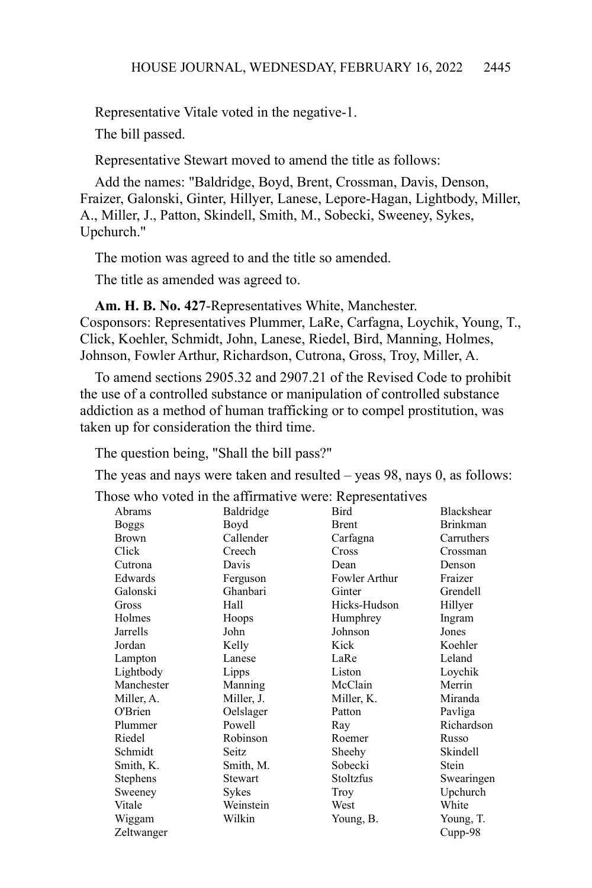Representative Vitale voted in the negative-1.

The bill passed.

Representative Stewart moved to amend the title as follows:

Add the names: "Baldridge, Boyd, Brent, Crossman, Davis, Denson, Fraizer, Galonski, Ginter, Hillyer, Lanese, Lepore-Hagan, Lightbody, Miller, A., Miller, J., Patton, Skindell, Smith, M., Sobecki, Sweeney, Sykes, Upchurch."

The motion was agreed to and the title so amended.

The title as amended was agreed to.

**Am. H. B. No. 427**-Representatives White, Manchester.
Cosponsors: Representatives Plummer, LaRe, Carfagna, Loychik, Young, T., Click, Koehler, Schmidt, John, Lanese, Riedel, Bird, Manning, Holmes, Johnson, Fowler Arthur, Richardson, Cutrona, Gross, Troy, Miller, A.

To amend sections 2905.32 and 2907.21 of the Revised Code to prohibit the use of a controlled substance or manipulation of controlled substance addiction as a method of human trafficking or to compel prostitution, was taken up for consideration the third time.

The question being, "Shall the bill pass?"

The yeas and nays were taken and resulted – yeas 98, nays 0, as follows:

Those who voted in the affirmative were: Representatives

| | | | |
|---|---|---|---|
| Abrams | Baldridge | Bird | Blackshear |
| Boggs | Boyd | Brent | Brinkman |
| Brown | Callender | Carfagna | Carruthers |
| Click | Creech | Cross | Crossman |
| Cutrona | Davis | Dean | Denson |
| Edwards | Ferguson | Fowler Arthur | Fraizer |
| Galonski | Ghanbari | Ginter | Grendell |
| Gross | Hall | Hicks-Hudson | Hillyer |
| Holmes | Hoops | Humphrey | Ingram |
| Jarrells | John | Johnson | Jones |
| Jordan | Kelly | Kick | Koehler |
| Lampton | Lanese | LaRe | Leland |
| Lightbody | Lipps | Liston | Loychik |
| Manchester | Manning | McClain | Merrin |
| Miller, A. | Miller, J. | Miller, K. | Miranda |
| O'Brien | Oelslager | Patton | Pavliga |
| Plummer | Powell | Ray | Richardson |
| Riedel | Robinson | Roemer | Russo |
| Schmidt | Seitz | Sheehy | Skindell |
| Smith, K. | Smith, M. | Sobecki | Stein |
| Stephens | Stewart | Stoltzfus | Swearingen |
| Sweeney | Sykes | Troy | Upchurch |
| Vitale | Weinstein | West | White |
| Wiggam | Wilkin | Young, B. | Young, T. |
| Zeltwanger | | | Cupp-98 |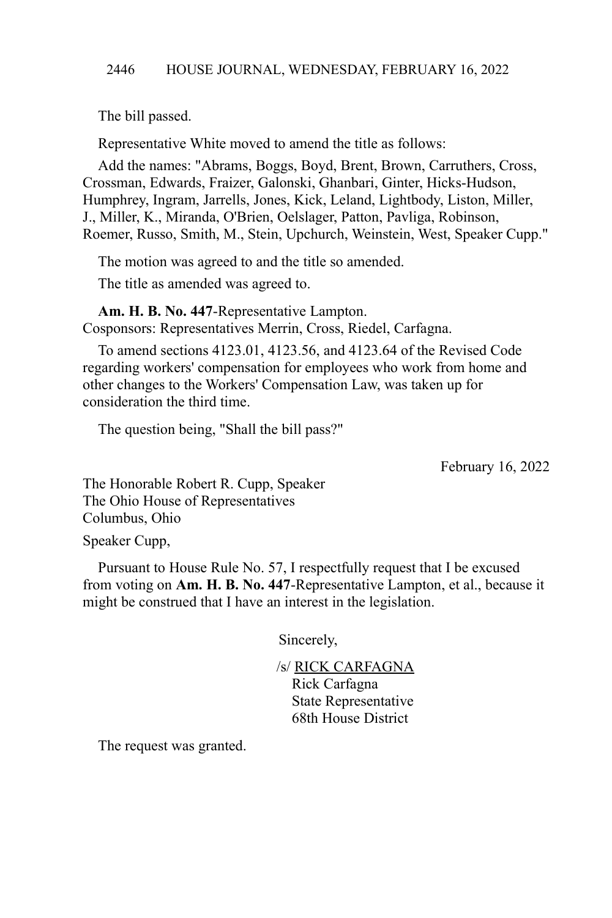The bill passed.

Representative White moved to amend the title as follows:

Add the names: "Abrams, Boggs, Boyd, Brent, Brown, Carruthers, Cross, Crossman, Edwards, Fraizer, Galonski, Ghanbari, Ginter, Hicks-Hudson, Humphrey, Ingram, Jarrells, Jones, Kick, Leland, Lightbody, Liston, Miller, J., Miller, K., Miranda, O'Brien, Oelslager, Patton, Pavliga, Robinson, Roemer, Russo, Smith, M., Stein, Upchurch, Weinstein, West, Speaker Cupp."

The motion was agreed to and the title so amended.

The title as amended was agreed to.

**Am. H. B. No. 447**-Representative Lampton.
Cosponsors: Representatives Merrin, Cross, Riedel, Carfagna.

To amend sections 4123.01, 4123.56, and 4123.64 of the Revised Code regarding workers' compensation for employees who work from home and other changes to the Workers' Compensation Law, was taken up for consideration the third time.

The question being, "Shall the bill pass?"

February 16, 2022

The Honorable Robert R. Cupp, Speaker
The Ohio House of Representatives
Columbus, Ohio

Speaker Cupp,

Pursuant to House Rule No. 57, I respectfully request that I be excused from voting on **Am. H. B. No. 447**-Representative Lampton, et al., because it might be construed that I have an interest in the legislation.

Sincerely,

/s/ RICK CARFAGNA
Rick Carfagna
State Representative
68th House District

The request was granted.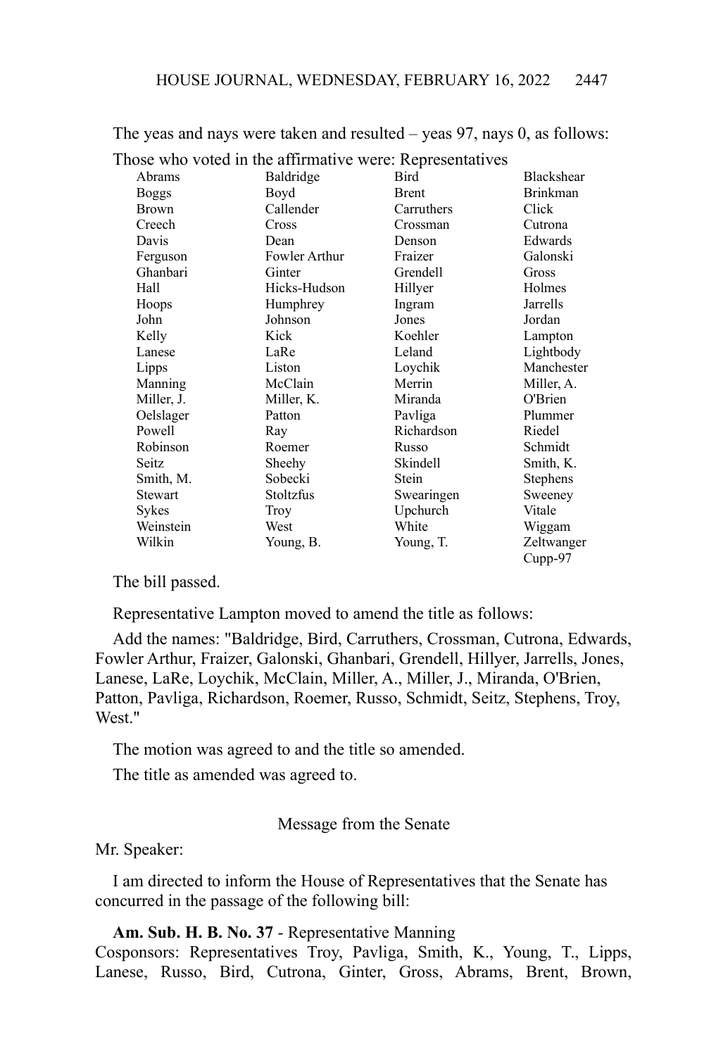The yeas and nays were taken and resulted – yeas 97, nays 0, as follows:

Those who voted in the affirmative were: Representatives

| | | | |
|---|---|---|---|
| Abrams | Baldridge | Bird | Blackshear |
| Boggs | Boyd | Brent | Brinkman |
| Brown | Callender | Carruthers | Click |
| Creech | Cross | Crossman | Cutrona |
| Davis | Dean | Denson | Edwards |
| Ferguson | Fowler Arthur | Fraizer | Galonski |
| Ghanbari | Ginter | Grendell | Gross |
| Hall | Hicks-Hudson | Hillyer | Holmes |
| Hoops | Humphrey | Ingram | Jarrells |
| John | Johnson | Jones | Jordan |
| Kelly | Kick | Koehler | Lampton |
| Lanese | LaRe | Leland | Lightbody |
| Lipps | Liston | Loychik | Manchester |
| Manning | McClain | Merrin | Miller, A. |
| Miller, J. | Miller, K. | Miranda | O'Brien |
| Oelslager | Patton | Pavliga | Plummer |
| Powell | Ray | Richardson | Riedel |
| Robinson | Roemer | Russo | Schmidt |
| Seitz | Sheehy | Skindell | Smith, K. |
| Smith, M. | Sobecki | Stein | Stephens |
| Stewart | Stoltzfus | Swearingen | Sweeney |
| Sykes | Troy | Upchurch | Vitale |
| Weinstein | West | White | Wiggam |
| Wilkin | Young, B. | Young, T. | Zeltwanger |
| | | | Cupp-97 |

The bill passed.

Representative Lampton moved to amend the title as follows:

Add the names: "Baldridge, Bird, Carruthers, Crossman, Cutrona, Edwards, Fowler Arthur, Fraizer, Galonski, Ghanbari, Grendell, Hillyer, Jarrells, Jones, Lanese, LaRe, Loychik, McClain, Miller, A., Miller, J., Miranda, O'Brien, Patton, Pavliga, Richardson, Roemer, Russo, Schmidt, Seitz, Stephens, Troy, West."

The motion was agreed to and the title so amended.

The title as amended was agreed to.

Message from the Senate

Mr. Speaker:

I am directed to inform the House of Representatives that the Senate has concurred in the passage of the following bill:

**Am. Sub. H. B. No. 37** - Representative Manning
Cosponsors: Representatives Troy, Pavliga, Smith, K., Young, T., Lipps, Lanese, Russo, Bird, Cutrona, Ginter, Gross, Abrams, Brent, Brown,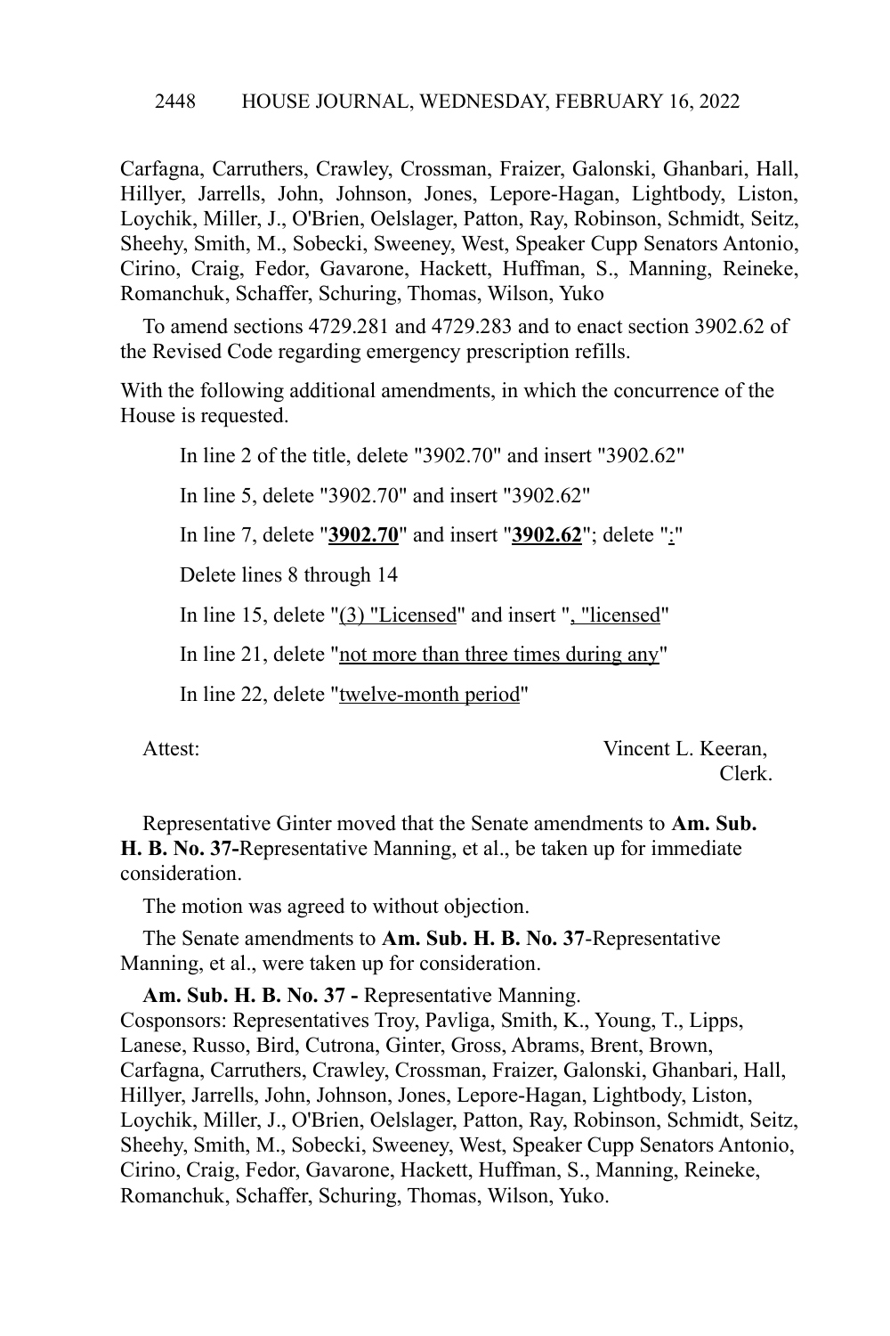Carfagna, Carruthers, Crawley, Crossman, Fraizer, Galonski, Ghanbari, Hall, Hillyer, Jarrells, John, Johnson, Jones, Lepore-Hagan, Lightbody, Liston, Loychik, Miller, J., O'Brien, Oelslager, Patton, Ray, Robinson, Schmidt, Seitz, Sheehy, Smith, M., Sobecki, Sweeney, West, Speaker Cupp Senators Antonio, Cirino, Craig, Fedor, Gavarone, Hackett, Huffman, S., Manning, Reineke, Romanchuk, Schaffer, Schuring, Thomas, Wilson, Yuko

To amend sections 4729.281 and 4729.283 and to enact section 3902.62 of the Revised Code regarding emergency prescription refills.

With the following additional amendments, in which the concurrence of the House is requested.

In line 2 of the title, delete "3902.70" and insert "3902.62"

In line 5, delete "3902.70" and insert "3902.62"

In line 7, delete "**3902.70**" and insert "**3902.62**"; delete ":"

Delete lines 8 through 14

In line 15, delete "(3) "Licensed" and insert ", "licensed"

In line 21, delete "not more than three times during any"

In line 22, delete "twelve-month period"

Attest: Vincent L. Keeran, Clerk.

Representative Ginter moved that the Senate amendments to **Am. Sub. H. B. No. 37**-Representative Manning, et al., be taken up for immediate consideration.

The motion was agreed to without objection.

The Senate amendments to **Am. Sub. H. B. No. 37**-Representative Manning, et al., were taken up for consideration.

**Am. Sub. H. B. No. 37 -** Representative Manning.
Cosponsors: Representatives Troy, Pavliga, Smith, K., Young, T., Lipps, Lanese, Russo, Bird, Cutrona, Ginter, Gross, Abrams, Brent, Brown, Carfagna, Carruthers, Crawley, Crossman, Fraizer, Galonski, Ghanbari, Hall, Hillyer, Jarrells, John, Johnson, Jones, Lepore-Hagan, Lightbody, Liston, Loychik, Miller, J., O'Brien, Oelslager, Patton, Ray, Robinson, Schmidt, Seitz, Sheehy, Smith, M., Sobecki, Sweeney, West, Speaker Cupp Senators Antonio, Cirino, Craig, Fedor, Gavarone, Hackett, Huffman, S., Manning, Reineke, Romanchuk, Schaffer, Schuring, Thomas, Wilson, Yuko.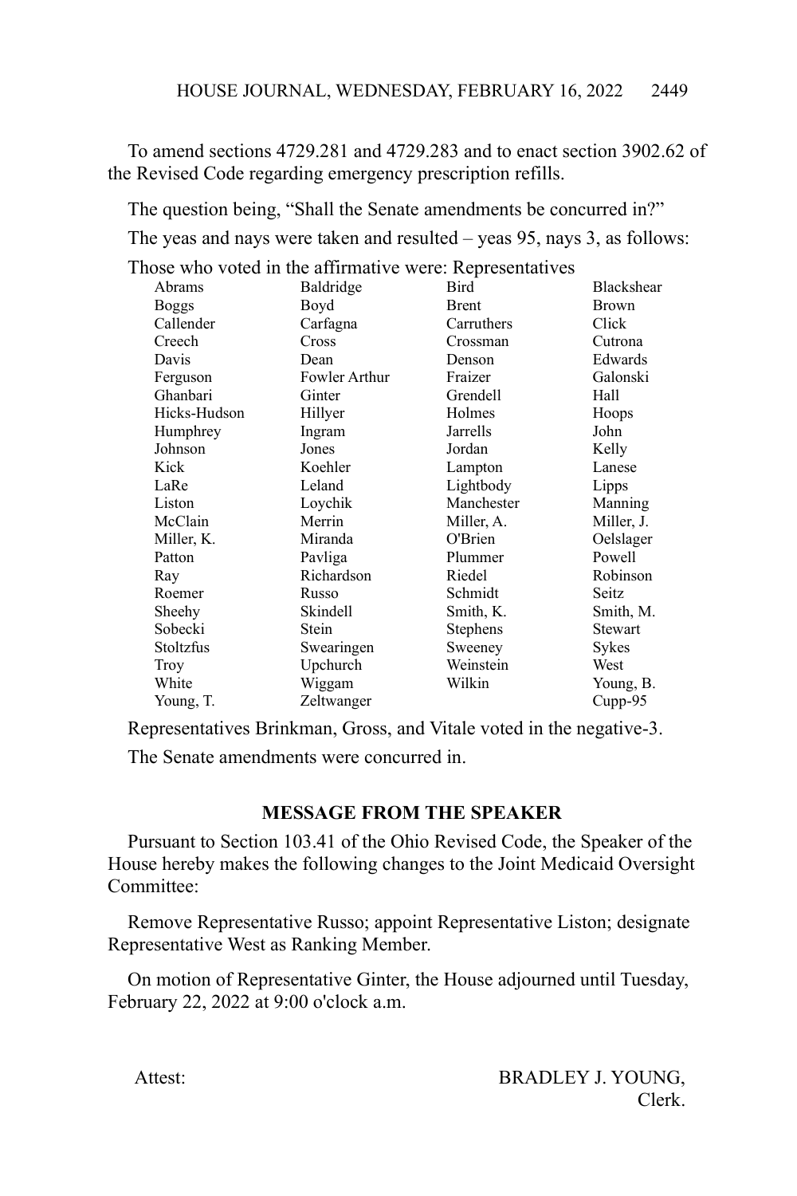To amend sections 4729.281 and 4729.283 and to enact section 3902.62 of the Revised Code regarding emergency prescription refills.

The question being, "Shall the Senate amendments be concurred in?"

The yeas and nays were taken and resulted – yeas 95, nays 3, as follows:

Those who voted in the affirmative were: Representatives

| | | | |
|---|---|---|---|
| Abrams | Baldridge | Bird | Blackshear |
| Boggs | Boyd | Brent | Brown |
| Callender | Carfagna | Carruthers | Click |
| Creech | Cross | Crossman | Cutrona |
| Davis | Dean | Denson | Edwards |
| Ferguson | Fowler Arthur | Fraizer | Galonski |
| Ghanbari | Ginter | Grendell | Hall |
| Hicks-Hudson | Hillyer | Holmes | Hoops |
| Humphrey | Ingram | Jarrells | John |
| Johnson | Jones | Jordan | Kelly |
| Kick | Koehler | Lampton | Lanese |
| LaRe | Leland | Lightbody | Lipps |
| Liston | Loychik | Manchester | Manning |
| McClain | Merrin | Miller, A. | Miller, J. |
| Miller, K. | Miranda | O'Brien | Oelslager |
| Patton | Pavliga | Plummer | Powell |
| Ray | Richardson | Riedel | Robinson |
| Roemer | Russo | Schmidt | Seitz |
| Sheehy | Skindell | Smith, K. | Smith, M. |
| Sobecki | Stein | Stephens | Stewart |
| Stoltzfus | Swearingen | Sweeney | Sykes |
| Troy | Upchurch | Weinstein | West |
| White | Wiggam | Wilkin | Young, B. |
| Young, T. | Zeltwanger | | Cupp-95 |

Representatives Brinkman, Gross, and Vitale voted in the negative-3.

The Senate amendments were concurred in.

**MESSAGE FROM THE SPEAKER**

Pursuant to Section 103.41 of the Ohio Revised Code, the Speaker of the House hereby makes the following changes to the Joint Medicaid Oversight Committee:

Remove Representative Russo; appoint Representative Liston; designate Representative West as Ranking Member.

On motion of Representative Ginter, the House adjourned until Tuesday, February 22, 2022 at 9:00 o'clock a.m.

Attest: BRADLEY J. YOUNG,
Clerk.